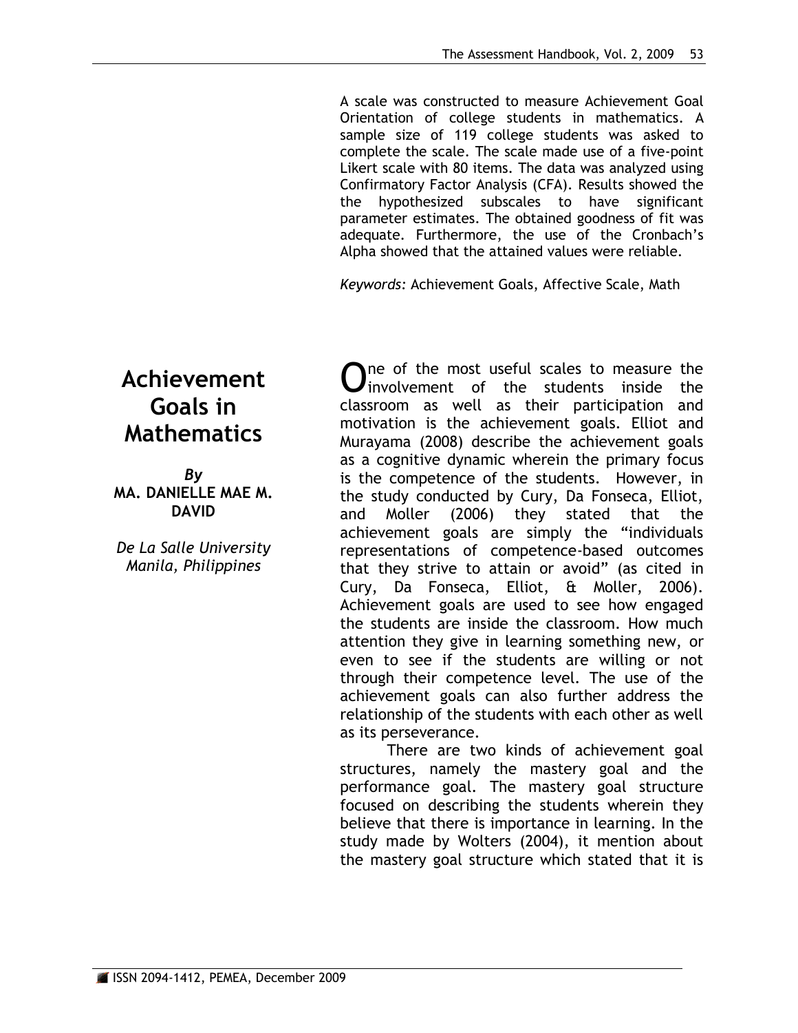# Achievement Goals in Mathematics

*By*
**MA. DANIELLE MAE M. DAVID**

*De La Salle University Manila, Philippines*

A scale was constructed to measure Achievement Goal Orientation of college students in mathematics. A sample size of 119 college students was asked to complete the scale. The scale made use of a five-point Likert scale with 80 items. The data was analyzed using Confirmatory Factor Analysis (CFA). Results showed the the hypothesized subscales to have significant parameter estimates. The obtained goodness of fit was adequate. Furthermore, the use of the Cronbach's Alpha showed that the attained values were reliable.

*Keywords:* Achievement Goals, Affective Scale, Math

One of the most useful scales to measure the involvement of the students inside the classroom as well as their participation and motivation is the achievement goals. Elliot and Murayama (2008) describe the achievement goals as a cognitive dynamic wherein the primary focus is the competence of the students. However, in the study conducted by Cury, Da Fonseca, Elliot, and Moller (2006) they stated that the achievement goals are simply the "individuals representations of competence-based outcomes that they strive to attain or avoid" (as cited in Cury, Da Fonseca, Elliot, & Moller, 2006). Achievement goals are used to see how engaged the students are inside the classroom. How much attention they give in learning something new, or even to see if the students are willing or not through their competence level. The use of the achievement goals can also further address the relationship of the students with each other as well as its perseverance.

There are two kinds of achievement goal structures, namely the mastery goal and the performance goal. The mastery goal structure focused on describing the students wherein they believe that there is importance in learning. In the study made by Wolters (2004), it mention about the mastery goal structure which stated that it is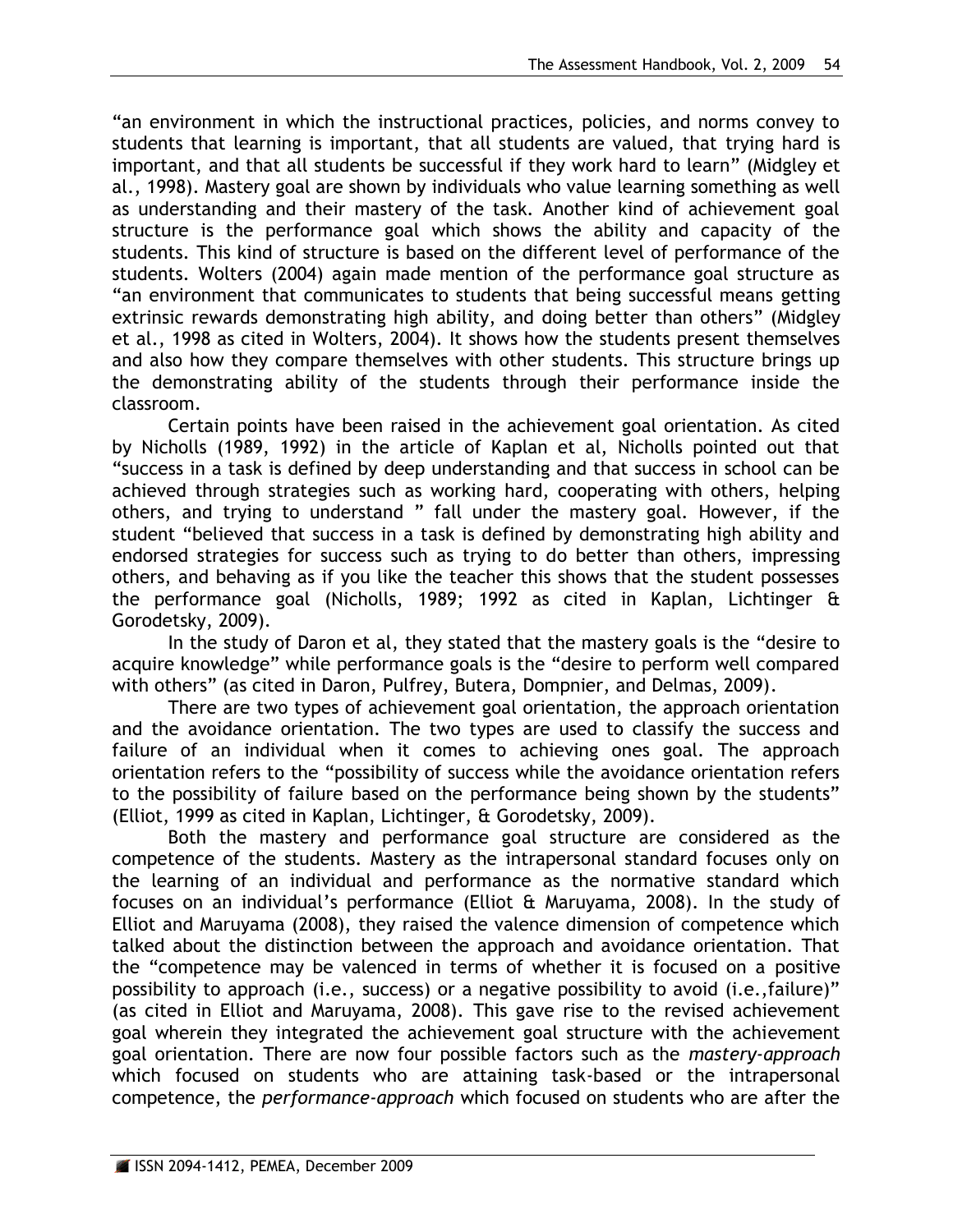"an environment in which the instructional practices, policies, and norms convey to students that learning is important, that all students are valued, that trying hard is important, and that all students be successful if they work hard to learn" (Midgley et al., 1998). Mastery goal are shown by individuals who value learning something as well as understanding and their mastery of the task. Another kind of achievement goal structure is the performance goal which shows the ability and capacity of the students. This kind of structure is based on the different level of performance of the students. Wolters (2004) again made mention of the performance goal structure as "an environment that communicates to students that being successful means getting extrinsic rewards demonstrating high ability, and doing better than others" (Midgley et al., 1998 as cited in Wolters, 2004). It shows how the students present themselves and also how they compare themselves with other students. This structure brings up the demonstrating ability of the students through their performance inside the classroom.

Certain points have been raised in the achievement goal orientation. As cited by Nicholls (1989, 1992) in the article of Kaplan et al, Nicholls pointed out that "success in a task is defined by deep understanding and that success in school can be achieved through strategies such as working hard, cooperating with others, helping others, and trying to understand " fall under the mastery goal. However, if the student "believed that success in a task is defined by demonstrating high ability and endorsed strategies for success such as trying to do better than others, impressing others, and behaving as if you like the teacher this shows that the student possesses the performance goal (Nicholls, 1989; 1992 as cited in Kaplan, Lichtinger & Gorodetsky, 2009).

In the study of Daron et al, they stated that the mastery goals is the "desire to acquire knowledge" while performance goals is the "desire to perform well compared with others" (as cited in Daron, Pulfrey, Butera, Dompnier, and Delmas, 2009).

There are two types of achievement goal orientation, the approach orientation and the avoidance orientation. The two types are used to classify the success and failure of an individual when it comes to achieving ones goal. The approach orientation refers to the "possibility of success while the avoidance orientation refers to the possibility of failure based on the performance being shown by the students" (Elliot, 1999 as cited in Kaplan, Lichtinger, & Gorodetsky, 2009).

Both the mastery and performance goal structure are considered as the competence of the students. Mastery as the intrapersonal standard focuses only on the learning of an individual and performance as the normative standard which focuses on an individual's performance (Elliot & Maruyama, 2008). In the study of Elliot and Maruyama (2008), they raised the valence dimension of competence which talked about the distinction between the approach and avoidance orientation. That the "competence may be valenced in terms of whether it is focused on a positive possibility to approach (i.e., success) or a negative possibility to avoid (i.e.,failure)" (as cited in Elliot and Maruyama, 2008). This gave rise to the revised achievement goal wherein they integrated the achievement goal structure with the achievement goal orientation. There are now four possible factors such as the *mastery-approach* which focused on students who are attaining task-based or the intrapersonal competence, the *performance-approach* which focused on students who are after the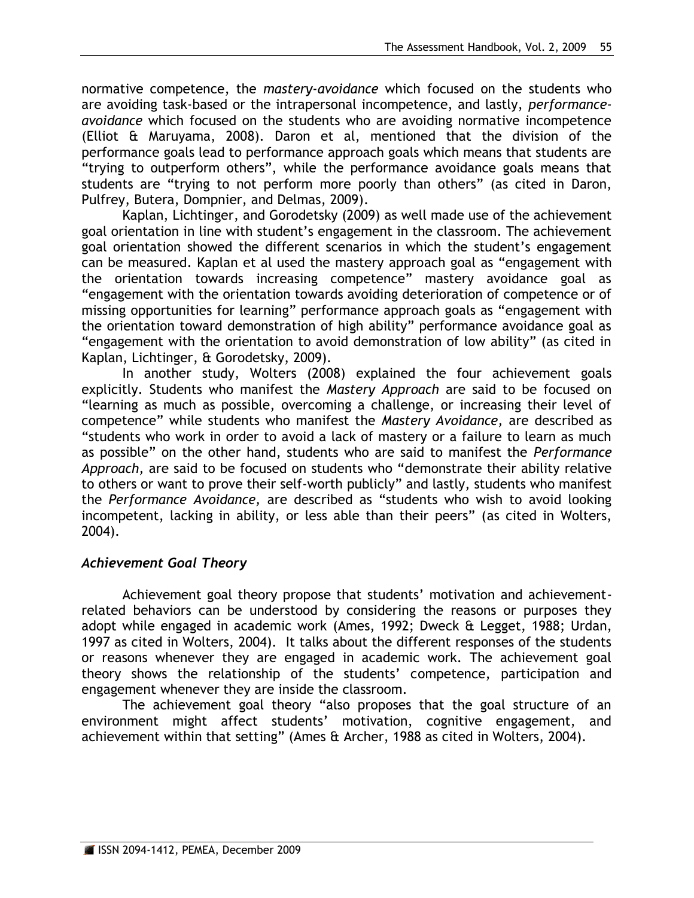normative competence, the *mastery-avoidance* which focused on the students who are avoiding task-based or the intrapersonal incompetence, and lastly, *performance-avoidance* which focused on the students who are avoiding normative incompetence (Elliot & Maruyama, 2008). Daron et al, mentioned that the division of the performance goals lead to performance approach goals which means that students are "trying to outperform others", while the performance avoidance goals means that students are "trying to not perform more poorly than others" (as cited in Daron, Pulfrey, Butera, Dompnier, and Delmas, 2009).

Kaplan, Lichtinger, and Gorodetsky (2009) as well made use of the achievement goal orientation in line with student's engagement in the classroom. The achievement goal orientation showed the different scenarios in which the student's engagement can be measured. Kaplan et al used the mastery approach goal as "engagement with the orientation towards increasing competence" mastery avoidance goal as "engagement with the orientation towards avoiding deterioration of competence or of missing opportunities for learning" performance approach goals as "engagement with the orientation toward demonstration of high ability" performance avoidance goal as "engagement with the orientation to avoid demonstration of low ability" (as cited in Kaplan, Lichtinger, & Gorodetsky, 2009).

In another study, Wolters (2008) explained the four achievement goals explicitly. Students who manifest the *Mastery Approach* are said to be focused on "learning as much as possible, overcoming a challenge, or increasing their level of competence" while students who manifest the *Mastery Avoidance,* are described as "students who work in order to avoid a lack of mastery or a failure to learn as much as possible" on the other hand, students who are said to manifest the *Performance Approach,* are said to be focused on students who "demonstrate their ability relative to others or want to prove their self-worth publicly" and lastly, students who manifest the *Performance Avoidance,* are described as "students who wish to avoid looking incompetent, lacking in ability, or less able than their peers" (as cited in Wolters, 2004).

### *Achievement Goal Theory*

Achievement goal theory propose that students' motivation and achievement-related behaviors can be understood by considering the reasons or purposes they adopt while engaged in academic work (Ames, 1992; Dweck & Legget, 1988; Urdan, 1997 as cited in Wolters, 2004). It talks about the different responses of the students or reasons whenever they are engaged in academic work. The achievement goal theory shows the relationship of the students' competence, participation and engagement whenever they are inside the classroom.

The achievement goal theory "also proposes that the goal structure of an environment might affect students' motivation, cognitive engagement, and achievement within that setting" (Ames & Archer, 1988 as cited in Wolters, 2004).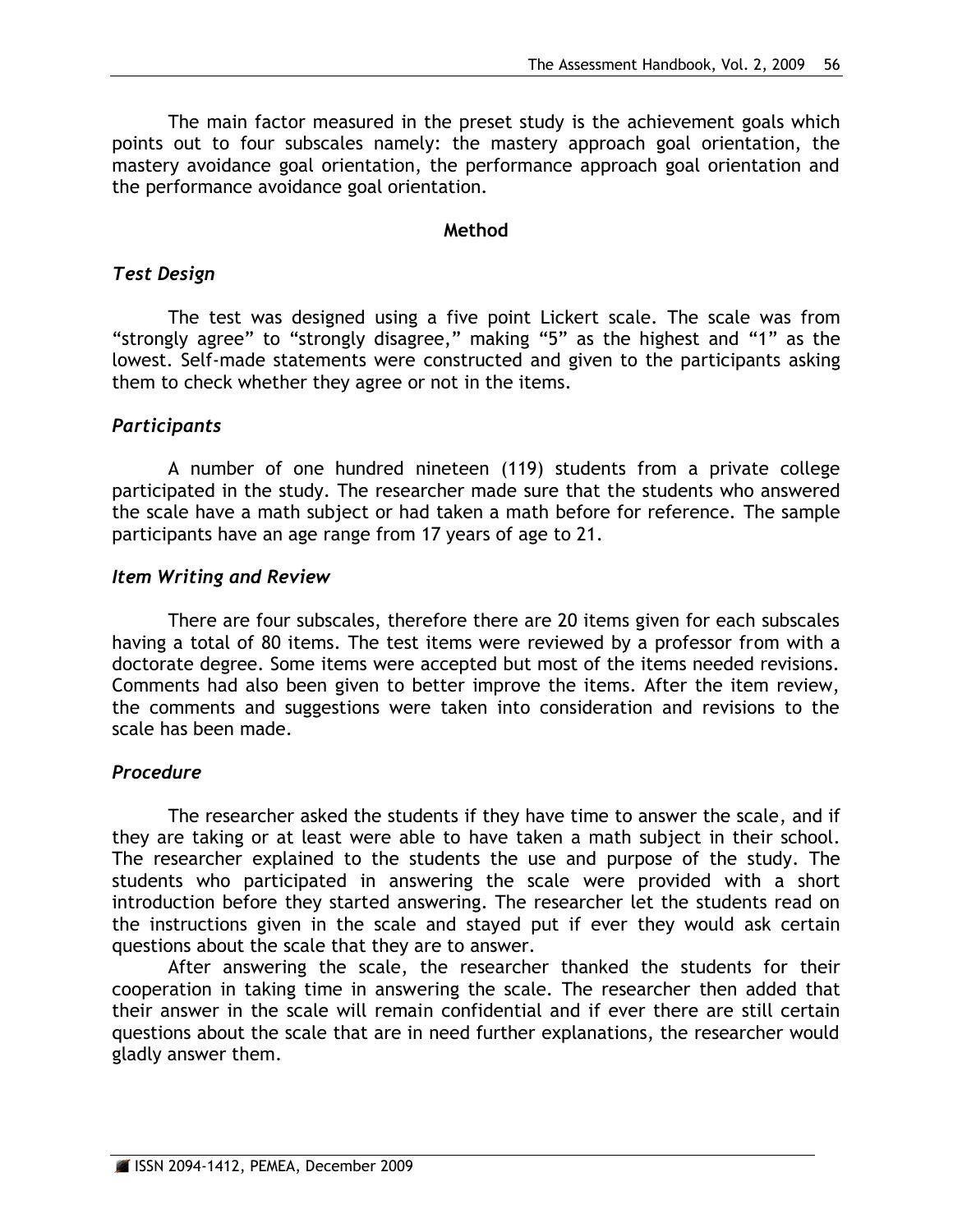The main factor measured in the preset study is the achievement goals which points out to four subscales namely: the mastery approach goal orientation, the mastery avoidance goal orientation, the performance approach goal orientation and the performance avoidance goal orientation.

## Method

### *Test Design*

The test was designed using a five point Lickert scale. The scale was from "strongly agree" to "strongly disagree," making "5" as the highest and "1" as the lowest. Self-made statements were constructed and given to the participants asking them to check whether they agree or not in the items.

### *Participants*

A number of one hundred nineteen (119) students from a private college participated in the study. The researcher made sure that the students who answered the scale have a math subject or had taken a math before for reference. The sample participants have an age range from 17 years of age to 21.

### *Item Writing and Review*

There are four subscales, therefore there are 20 items given for each subscales having a total of 80 items. The test items were reviewed by a professor from with a doctorate degree. Some items were accepted but most of the items needed revisions. Comments had also been given to better improve the items. After the item review, the comments and suggestions were taken into consideration and revisions to the scale has been made.

### *Procedure*

The researcher asked the students if they have time to answer the scale, and if they are taking or at least were able to have taken a math subject in their school. The researcher explained to the students the use and purpose of the study. The students who participated in answering the scale were provided with a short introduction before they started answering. The researcher let the students read on the instructions given in the scale and stayed put if ever they would ask certain questions about the scale that they are to answer.

After answering the scale, the researcher thanked the students for their cooperation in taking time in answering the scale. The researcher then added that their answer in the scale will remain confidential and if ever there are still certain questions about the scale that are in need further explanations, the researcher would gladly answer them.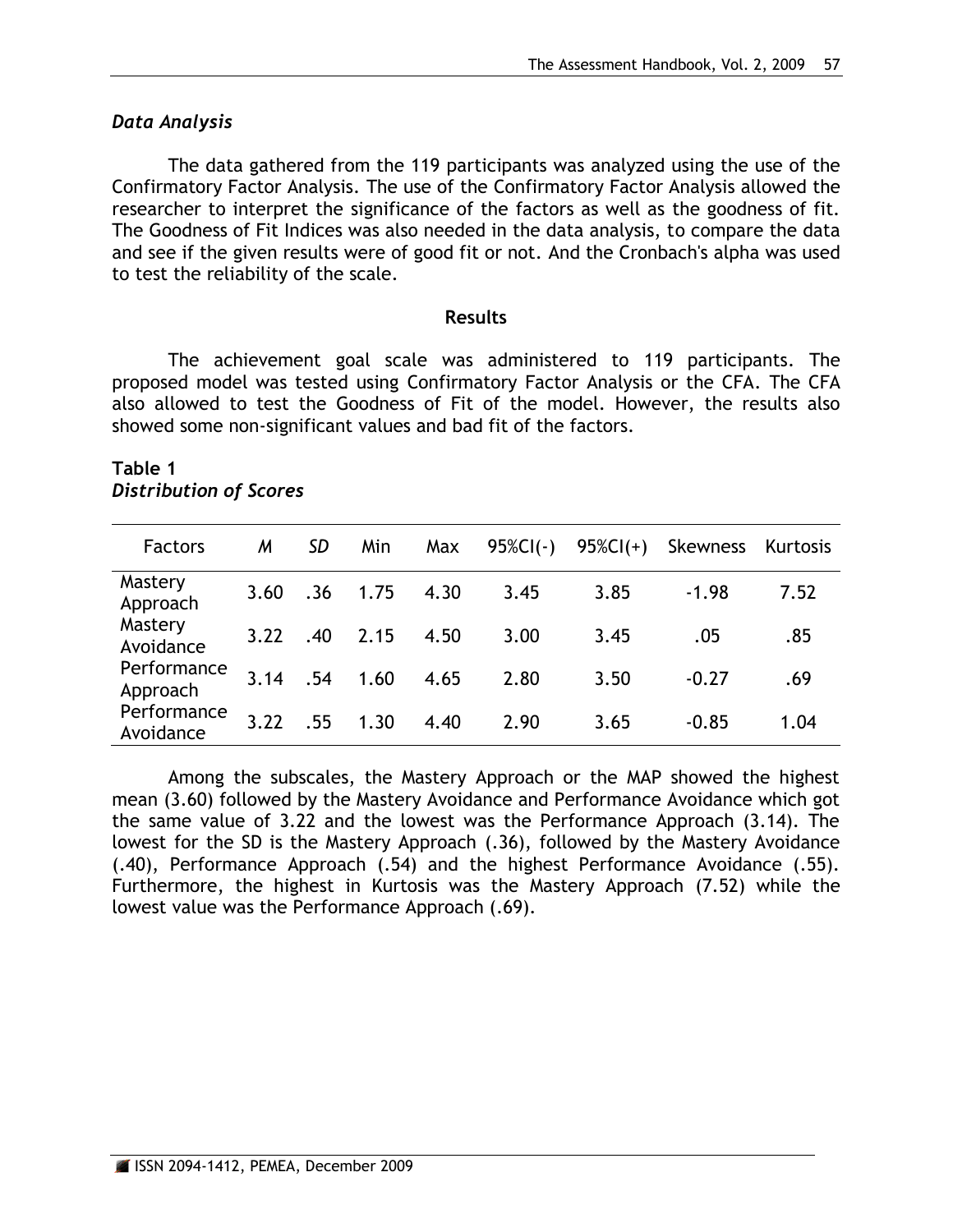### *Data Analysis*

The data gathered from the 119 participants was analyzed using the use of the Confirmatory Factor Analysis. The use of the Confirmatory Factor Analysis allowed the researcher to interpret the significance of the factors as well as the goodness of fit. The Goodness of Fit Indices was also needed in the data analysis, to compare the data and see if the given results were of good fit or not. And the Cronbach's alpha was used to test the reliability of the scale.

## Results

The achievement goal scale was administered to 119 participants. The proposed model was tested using Confirmatory Factor Analysis or the CFA. The CFA also allowed to test the Goodness of Fit of the model. However, the results also showed some non-significant values and bad fit of the factors.

**Table 1**
*Distribution of Scores*

| Factors | *M* | *SD* | Min | Max | 95%CI(-) | 95%CI(+) | Skewness | Kurtosis |
|---|---|---|---|---|---|---|---|---|
| Mastery Approach | 3.60 | .36 | 1.75 | 4.30 | 3.45 | 3.85 | -1.98 | 7.52 |
| Mastery Avoidance | 3.22 | .40 | 2.15 | 4.50 | 3.00 | 3.45 | .05 | .85 |
| Performance Approach | 3.14 | .54 | 1.60 | 4.65 | 2.80 | 3.50 | -0.27 | .69 |
| Performance Avoidance | 3.22 | .55 | 1.30 | 4.40 | 2.90 | 3.65 | -0.85 | 1.04 |

Among the subscales, the Mastery Approach or the MAP showed the highest mean (3.60) followed by the Mastery Avoidance and Performance Avoidance which got the same value of 3.22 and the lowest was the Performance Approach (3.14). The lowest for the SD is the Mastery Approach (.36), followed by the Mastery Avoidance (.40), Performance Approach (.54) and the highest Performance Avoidance (.55). Furthermore, the highest in Kurtosis was the Mastery Approach (7.52) while the lowest value was the Performance Approach (.69).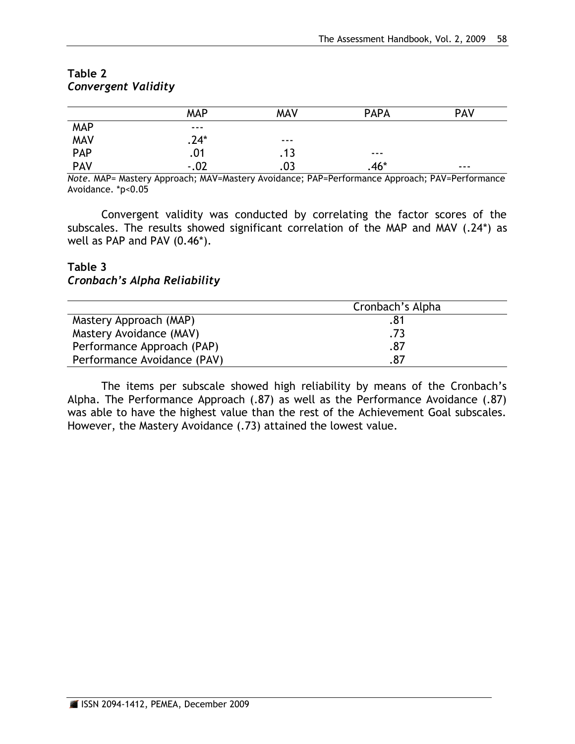**Table 2**
***Convergent Validity***

| | MAP | MAV | PAPA | PAV |
|---|---|---|---|---|
| MAP | --- | | | |
| MAV | .24* | --- | | |
| PAP | .01 | .13 | --- | |
| PAV | -.02 | .03 | .46* | --- |

*Note*. MAP= Mastery Approach; MAV=Mastery Avoidance; PAP=Performance Approach; PAV=Performance Avoidance. *p<0.05

Convergent validity was conducted by correlating the factor scores of the subscales. The results showed significant correlation of the MAP and MAV (.24*) as well as PAP and PAV (0.46*).

**Table 3**
***Cronbach's Alpha Reliability***

| | Cronbach's Alpha |
|---|---|
| Mastery Approach (MAP) | .81 |
| Mastery Avoidance (MAV) | .73 |
| Performance Approach (PAP) | .87 |
| Performance Avoidance (PAV) | .87 |

The items per subscale showed high reliability by means of the Cronbach's Alpha. The Performance Approach (.87) as well as the Performance Avoidance (.87) was able to have the highest value than the rest of the Achievement Goal subscales. However, the Mastery Avoidance (.73) attained the lowest value.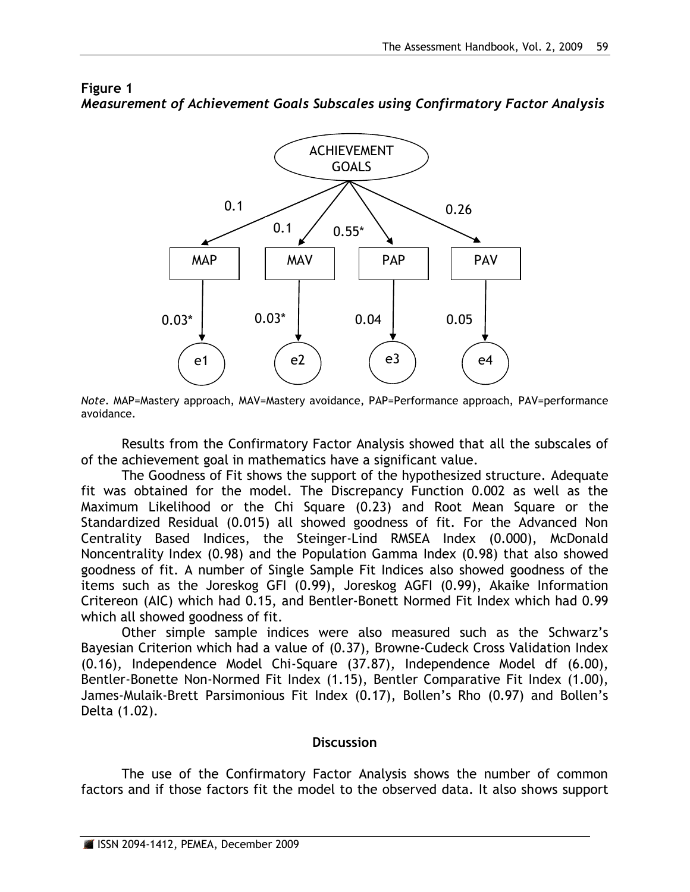**Figure 1**
***Measurement of Achievement Goals Subscales using Confirmatory Factor Analysis***

*Note*. MAP=Mastery approach, MAV=Mastery avoidance, PAP=Performance approach, PAV=performance avoidance.

Results from the Confirmatory Factor Analysis showed that all the subscales of of the achievement goal in mathematics have a significant value.

The Goodness of Fit shows the support of the hypothesized structure. Adequate fit was obtained for the model. The Discrepancy Function 0.002 as well as the Maximum Likelihood or the Chi Square (0.23) and Root Mean Square or the Standardized Residual (0.015) all showed goodness of fit. For the Advanced Non Centrality Based Indices, the Steinger-Lind RMSEA Index (0.000), McDonald Noncentrality Index (0.98) and the Population Gamma Index (0.98) that also showed goodness of fit. A number of Single Sample Fit Indices also showed goodness of the items such as the Joreskog GFI (0.99), Joreskog AGFI (0.99), Akaike Information Critereon (AIC) which had 0.15, and Bentler-Bonett Normed Fit Index which had 0.99 which all showed goodness of fit.

Other simple sample indices were also measured such as the Schwarz's Bayesian Criterion which had a value of (0.37), Browne-Cudeck Cross Validation Index (0.16), Independence Model Chi-Square (37.87), Independence Model df (6.00), Bentler-Bonette Non-Normed Fit Index (1.15), Bentler Comparative Fit Index (1.00), James-Mulaik-Brett Parsimonious Fit Index (0.17), Bollen's Rho (0.97) and Bollen's Delta (1.02).

## Discussion

The use of the Confirmatory Factor Analysis shows the number of common factors and if those factors fit the model to the observed data. It also shows support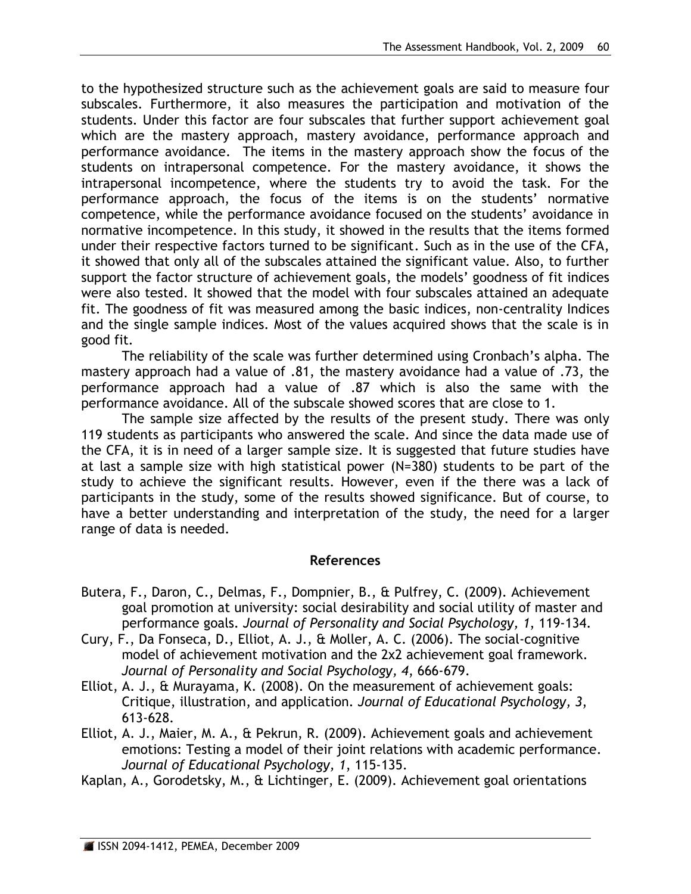to the hypothesized structure such as the achievement goals are said to measure four subscales. Furthermore, it also measures the participation and motivation of the students. Under this factor are four subscales that further support achievement goal which are the mastery approach, mastery avoidance, performance approach and performance avoidance. The items in the mastery approach show the focus of the students on intrapersonal competence. For the mastery avoidance, it shows the intrapersonal incompetence, where the students try to avoid the task. For the performance approach, the focus of the items is on the students' normative competence, while the performance avoidance focused on the students' avoidance in normative incompetence. In this study, it showed in the results that the items formed under their respective factors turned to be significant. Such as in the use of the CFA, it showed that only all of the subscales attained the significant value. Also, to further support the factor structure of achievement goals, the models' goodness of fit indices were also tested. It showed that the model with four subscales attained an adequate fit. The goodness of fit was measured among the basic indices, non-centrality Indices and the single sample indices. Most of the values acquired shows that the scale is in good fit.

The reliability of the scale was further determined using Cronbach's alpha. The mastery approach had a value of .81, the mastery avoidance had a value of .73, the performance approach had a value of .87 which is also the same with the performance avoidance. All of the subscale showed scores that are close to 1.

The sample size affected by the results of the present study. There was only 119 students as participants who answered the scale. And since the data made use of the CFA, it is in need of a larger sample size. It is suggested that future studies have at last a sample size with high statistical power (N=380) students to be part of the study to achieve the significant results. However, even if the there was a lack of participants in the study, some of the results showed significance. But of course, to have a better understanding and interpretation of the study, the need for a larger range of data is needed.

## References

Butera, F., Daron, C., Delmas, F., Dompnier, B., & Pulfrey, C. (2009). Achievement goal promotion at university: social desirability and social utility of master and performance goals. *Journal of Personality and Social Psychology, 1*, 119-134.

Cury, F., Da Fonseca, D., Elliot, A. J., & Moller, A. C. (2006). The social-cognitive model of achievement motivation and the 2x2 achievement goal framework. *Journal of Personality and Social Psychology, 4*, 666-679.

Elliot, A. J., & Murayama, K. (2008). On the measurement of achievement goals: Critique, illustration, and application. *Journal of Educational Psychology, 3*, 613-628.

Elliot, A. J., Maier, M. A., & Pekrun, R. (2009). Achievement goals and achievement emotions: Testing a model of their joint relations with academic performance. *Journal of Educational Psychology, 1*, 115-135.

Kaplan, A., Gorodetsky, M., & Lichtinger, E. (2009). Achievement goal orientations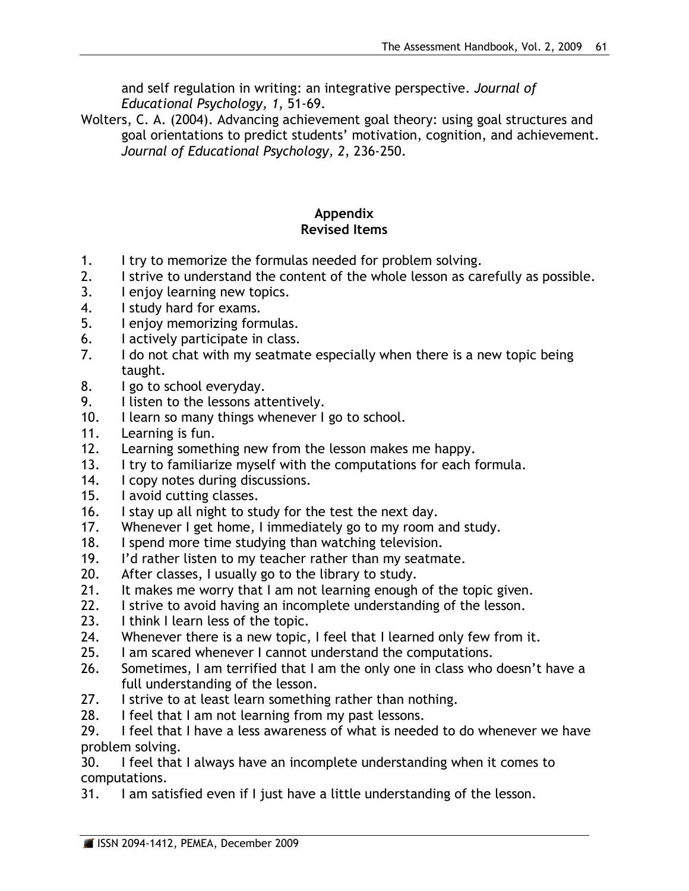and self regulation in writing: an integrative perspective. *Journal of Educational Psychology, 1*, 51-69.

Wolters, C. A. (2004). Advancing achievement goal theory: using goal structures and goal orientations to predict students' motivation, cognition, and achievement. *Journal of Educational Psychology, 2*, 236-250.

## Appendix
## Revised Items

1. I try to memorize the formulas needed for problem solving.
2. I strive to understand the content of the whole lesson as carefully as possible.
3. I enjoy learning new topics.
4. I study hard for exams.
5. I enjoy memorizing formulas.
6. I actively participate in class.
7. I do not chat with my seatmate especially when there is a new topic being taught.
8. I go to school everyday.
9. I listen to the lessons attentively.
10. I learn so many things whenever I go to school.
11. Learning is fun.
12. Learning something new from the lesson makes me happy.
13. I try to familiarize myself with the computations for each formula.
14. I copy notes during discussions.
15. I avoid cutting classes.
16. I stay up all night to study for the test the next day.
17. Whenever I get home, I immediately go to my room and study.
18. I spend more time studying than watching television.
19. I'd rather listen to my teacher rather than my seatmate.
20. After classes, I usually go to the library to study.
21. It makes me worry that I am not learning enough of the topic given.
22. I strive to avoid having an incomplete understanding of the lesson.
23. I think I learn less of the topic.
24. Whenever there is a new topic, I feel that I learned only few from it.
25. I am scared whenever I cannot understand the computations.
26. Sometimes, I am terrified that I am the only one in class who doesn't have a full understanding of the lesson.
27. I strive to at least learn something rather than nothing.
28. I feel that I am not learning from my past lessons.
29. I feel that I have a less awareness of what is needed to do whenever we have problem solving.
30. I feel that I always have an incomplete understanding when it comes to computations.
31. I am satisfied even if I just have a little understanding of the lesson.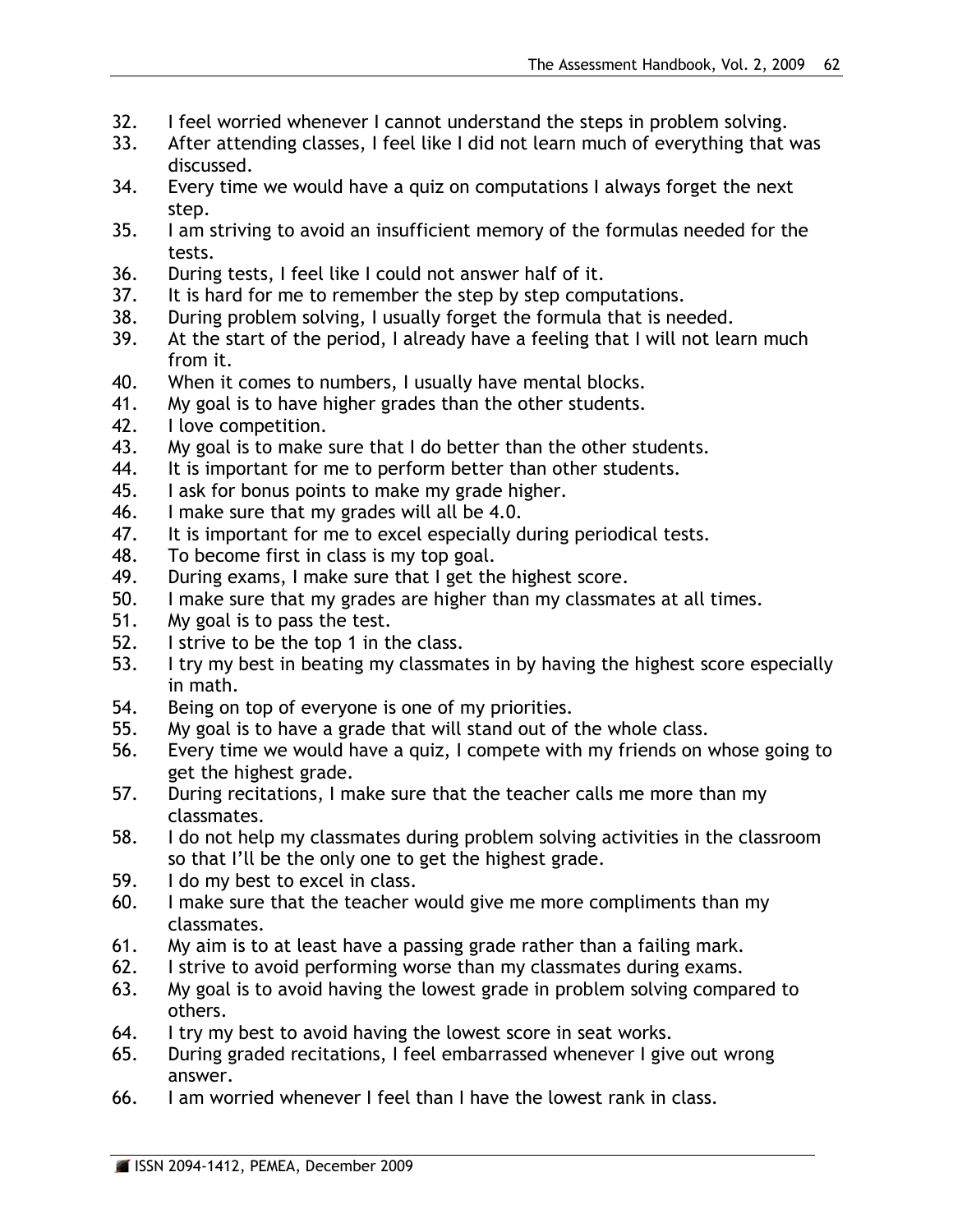32. I feel worried whenever I cannot understand the steps in problem solving.
33. After attending classes, I feel like I did not learn much of everything that was discussed.
34. Every time we would have a quiz on computations I always forget the next step.
35. I am striving to avoid an insufficient memory of the formulas needed for the tests.
36. During tests, I feel like I could not answer half of it.
37. It is hard for me to remember the step by step computations.
38. During problem solving, I usually forget the formula that is needed.
39. At the start of the period, I already have a feeling that I will not learn much from it.
40. When it comes to numbers, I usually have mental blocks.
41. My goal is to have higher grades than the other students.
42. I love competition.
43. My goal is to make sure that I do better than the other students.
44. It is important for me to perform better than other students.
45. I ask for bonus points to make my grade higher.
46. I make sure that my grades will all be 4.0.
47. It is important for me to excel especially during periodical tests.
48. To become first in class is my top goal.
49. During exams, I make sure that I get the highest score.
50. I make sure that my grades are higher than my classmates at all times.
51. My goal is to pass the test.
52. I strive to be the top 1 in the class.
53. I try my best in beating my classmates in by having the highest score especially in math.
54. Being on top of everyone is one of my priorities.
55. My goal is to have a grade that will stand out of the whole class.
56. Every time we would have a quiz, I compete with my friends on whose going to get the highest grade.
57. During recitations, I make sure that the teacher calls me more than my classmates.
58. I do not help my classmates during problem solving activities in the classroom so that I'll be the only one to get the highest grade.
59. I do my best to excel in class.
60. I make sure that the teacher would give me more compliments than my classmates.
61. My aim is to at least have a passing grade rather than a failing mark.
62. I strive to avoid performing worse than my classmates during exams.
63. My goal is to avoid having the lowest grade in problem solving compared to others.
64. I try my best to avoid having the lowest score in seat works.
65. During graded recitations, I feel embarrassed whenever I give out wrong answer.
66. I am worried whenever I feel than I have the lowest rank in class.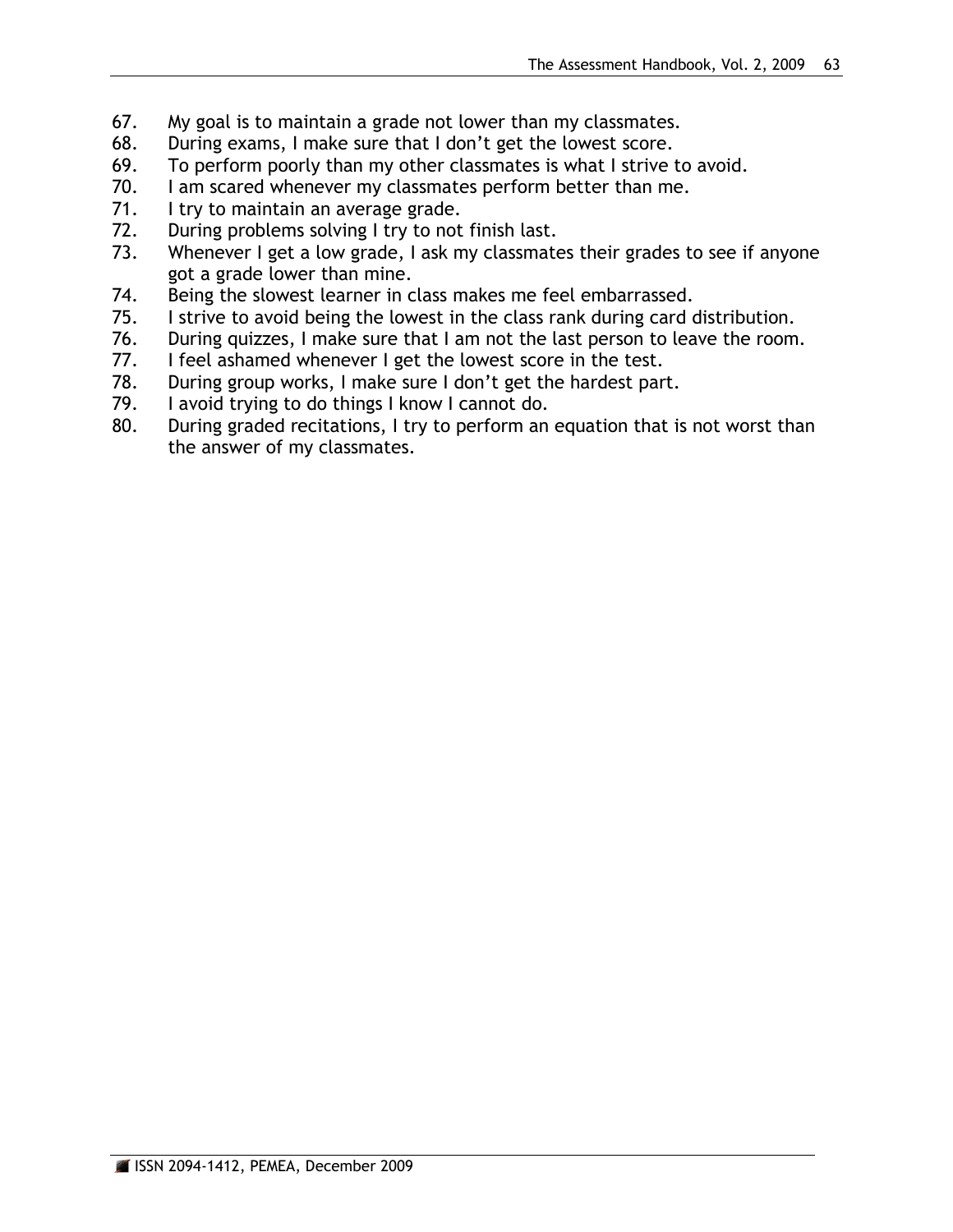67. My goal is to maintain a grade not lower than my classmates.
68. During exams, I make sure that I don't get the lowest score.
69. To perform poorly than my other classmates is what I strive to avoid.
70. I am scared whenever my classmates perform better than me.
71. I try to maintain an average grade.
72. During problems solving I try to not finish last.
73. Whenever I get a low grade, I ask my classmates their grades to see if anyone got a grade lower than mine.
74. Being the slowest learner in class makes me feel embarrassed.
75. I strive to avoid being the lowest in the class rank during card distribution.
76. During quizzes, I make sure that I am not the last person to leave the room.
77. I feel ashamed whenever I get the lowest score in the test.
78. During group works, I make sure I don't get the hardest part.
79. I avoid trying to do things I know I cannot do.
80. During graded recitations, I try to perform an equation that is not worst than the answer of my classmates.